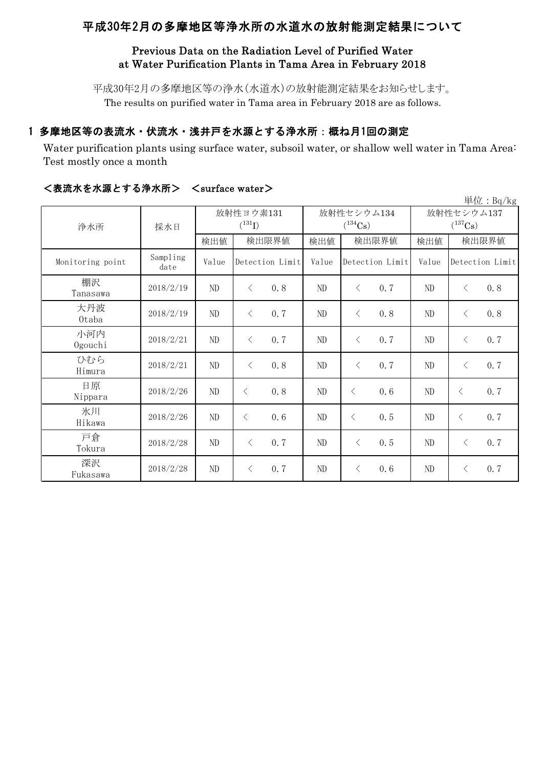# 平成30年2月の多摩地区等浄水所の水道水の放射能測定結果について

## Previous Data on the Radiation Level of Purified Water at Water Purification Plants in Tama Area in February 2018

平成30年2月の多摩地区等の浄水(水道水)の放射能測定結果をお知らせします。
The results on purified water in Tama area in February 2018 are as follows.

## 1 多摩地区等の表流水・伏流水・浅井戸を水源とする浄水所：概ね月1回の測定

Water purification plants using surface water, subsoil water, or shallow well water in Tama Area: Test mostly once a month

### ＜表流水を水源とする浄水所＞ ＜surface water＞

単位：Bq/kg

| 浄水所 | 採水日 | 放射性ヨウ素131 ($^{131}I$) | | 放射性セシウム134 ($^{134}Cs$) | | 放射性セシウム137 ($^{137}Cs$) | |
|---|---|---|---|---|---|---|---|
| | | 検出値 | 検出限界値 | 検出値 | 検出限界値 | 検出値 | 検出限界値 |
| Monitoring point | Sampling date | Value | Detection Limit | Value | Detection Limit | Value | Detection Limit |
| 棚沢 Tanasawa | 2018/2/19 | ND | ＜ 0.8 | ND | ＜ 0.7 | ND | ＜ 0.8 |
| 大丹波 Otaba | 2018/2/19 | ND | ＜ 0.7 | ND | ＜ 0.8 | ND | ＜ 0.8 |
| 小河内 Ogouchi | 2018/2/21 | ND | ＜ 0.7 | ND | ＜ 0.7 | ND | ＜ 0.7 |
| ひむら Himura | 2018/2/21 | ND | ＜ 0.8 | ND | ＜ 0.7 | ND | ＜ 0.7 |
| 日原 Nippara | 2018/2/26 | ND | ＜ 0.8 | ND | ＜ 0.6 | ND | ＜ 0.7 |
| 氷川 Hikawa | 2018/2/26 | ND | ＜ 0.6 | ND | ＜ 0.5 | ND | ＜ 0.7 |
| 戸倉 Tokura | 2018/2/28 | ND | ＜ 0.7 | ND | ＜ 0.5 | ND | ＜ 0.7 |
| 深沢 Fukasawa | 2018/2/28 | ND | ＜ 0.7 | ND | ＜ 0.6 | ND | ＜ 0.7 |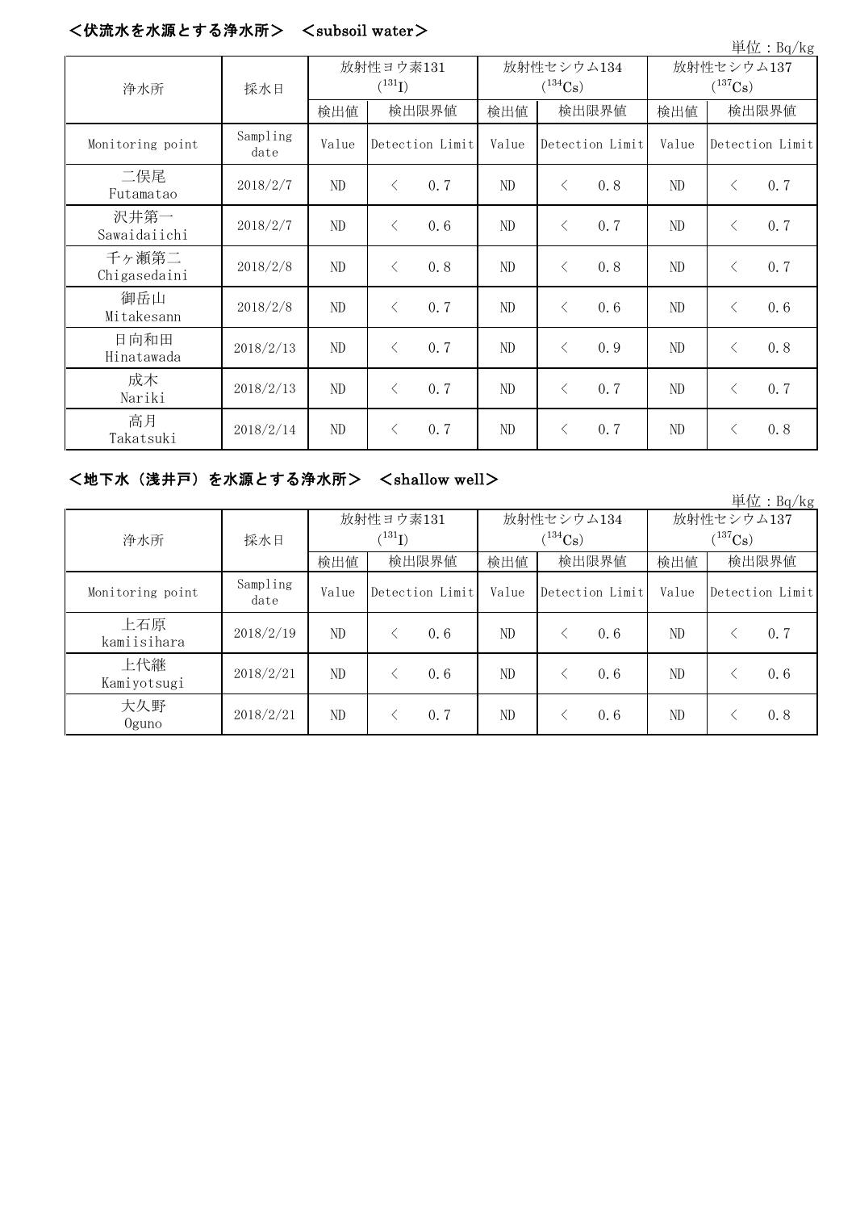## ＜伏流水を水源とする浄水所＞　＜subsoil water＞

単位：Bq/kg

| 浄水所 | 採水日 | 放射性ヨウ素131 ($^{131}I$) | | | 放射性セシウム134 ($^{134}Cs$) | | | 放射性セシウム137 ($^{137}Cs$) | | |
|---|---|---|---|---|---|---|---|---|---|---|
| | | 検出値 | 検出限界値 | | 検出値 | 検出限界値 | | 検出値 | 検出限界値 | |
| Monitoring point | Sampling date | Value | Detection Limit | | Value | Detection Limit | | Value | Detection Limit | |
| 二俣尾 Futamatao | 2018/2/7 | ND | ＜ | 0.7 | ND | ＜ | 0.8 | ND | ＜ | 0.7 |
| 沢井第一 Sawaidaiichi | 2018/2/7 | ND | ＜ | 0.6 | ND | ＜ | 0.7 | ND | ＜ | 0.7 |
| 千ヶ瀬第二 Chigasedaini | 2018/2/8 | ND | ＜ | 0.8 | ND | ＜ | 0.8 | ND | ＜ | 0.7 |
| 御岳山 Mitakesann | 2018/2/8 | ND | ＜ | 0.7 | ND | ＜ | 0.6 | ND | ＜ | 0.6 |
| 日向和田 Hinatawada | 2018/2/13 | ND | ＜ | 0.7 | ND | ＜ | 0.9 | ND | ＜ | 0.8 |
| 成木 Nariki | 2018/2/13 | ND | ＜ | 0.7 | ND | ＜ | 0.7 | ND | ＜ | 0.7 |
| 高月 Takatsuki | 2018/2/14 | ND | ＜ | 0.7 | ND | ＜ | 0.7 | ND | ＜ | 0.8 |

## ＜地下水（浅井戸）を水源とする浄水所＞　＜shallow well＞

単位：Bq/kg

| 浄水所 | 採水日 | 放射性ヨウ素131 ($^{131}I$) | | | 放射性セシウム134 ($^{134}Cs$) | | | 放射性セシウム137 ($^{137}Cs$) | | |
|---|---|---|---|---|---|---|---|---|---|---|
| | | 検出値 | 検出限界値 | | 検出値 | 検出限界値 | | 検出値 | 検出限界値 | |
| Monitoring point | Sampling date | Value | Detection Limit | | Value | Detection Limit | | Value | Detection Limit | |
| 上石原 kamiisihara | 2018/2/19 | ND | ＜ | 0.6 | ND | ＜ | 0.6 | ND | ＜ | 0.7 |
| 上代継 Kamiyotsugi | 2018/2/21 | ND | ＜ | 0.6 | ND | ＜ | 0.6 | ND | ＜ | 0.6 |
| 大久野 Oguno | 2018/2/21 | ND | ＜ | 0.7 | ND | ＜ | 0.6 | ND | ＜ | 0.8 |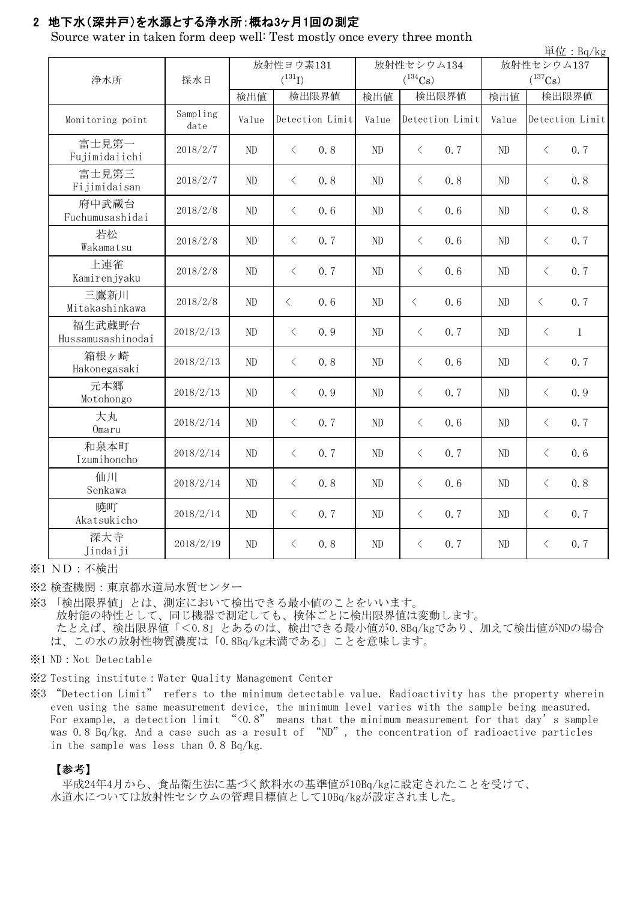## 2 地下水(深井戸)を水源とする浄水所:概ね3ヶ月1回の測定

Source water in taken form deep well: Test mostly once every three month

単位：Bq/kg

| 浄水所 | 採水日 | 放射性ヨウ素131 ($^{131}$I) | | | 放射性セシウム134 ($^{134}$Cs) | | | 放射性セシウム137 ($^{137}$Cs) | | |
|---|---|---|---|---|---|---|---|---|---|---|
| | | 検出値 | 検出限界値 | | 検出値 | 検出限界値 | | 検出値 | 検出限界値 | |
| Monitoring point | Sampling date | Value | Detection Limit | | Value | Detection Limit | | Value | Detection Limit | |
| 富士見第一 Fujimidaiichi | 2018/2/7 | ND | < | 0.8 | ND | < | 0.7 | ND | < | 0.7 |
| 富士見第三 Fijimidaisan | 2018/2/7 | ND | < | 0.8 | ND | < | 0.8 | ND | < | 0.8 |
| 府中武蔵台 Fuchumusashidai | 2018/2/8 | ND | < | 0.6 | ND | < | 0.6 | ND | < | 0.8 |
| 若松 Wakamatsu | 2018/2/8 | ND | < | 0.7 | ND | < | 0.6 | ND | < | 0.7 |
| 上連雀 Kamirenjyaku | 2018/2/8 | ND | < | 0.7 | ND | < | 0.6 | ND | < | 0.7 |
| 三鷹新川 Mitakashinkawa | 2018/2/8 | ND | < | 0.6 | ND | < | 0.6 | ND | < | 0.7 |
| 福生武蔵野台 Hussamusashinodai | 2018/2/13 | ND | < | 0.9 | ND | < | 0.7 | ND | < | 1 |
| 箱根ヶ崎 Hakonegasaki | 2018/2/13 | ND | < | 0.8 | ND | < | 0.6 | ND | < | 0.7 |
| 元本郷 Motohongo | 2018/2/13 | ND | < | 0.9 | ND | < | 0.7 | ND | < | 0.9 |
| 大丸 Omaru | 2018/2/14 | ND | < | 0.7 | ND | < | 0.6 | ND | < | 0.7 |
| 和泉本町 Izumihoncho | 2018/2/14 | ND | < | 0.7 | ND | < | 0.7 | ND | < | 0.6 |
| 仙川 Senkawa | 2018/2/14 | ND | < | 0.8 | ND | < | 0.6 | ND | < | 0.8 |
| 暁町 Akatsukicho | 2018/2/14 | ND | < | 0.7 | ND | < | 0.7 | ND | < | 0.7 |
| 深大寺 Jindaiji | 2018/2/19 | ND | < | 0.8 | ND | < | 0.7 | ND | < | 0.7 |

※1 ＮＤ：不検出

※2 検査機関：東京都水道局水質センター

※3 「検出限界値」とは、測定において検出できる最小値のことをいいます。
放射能の特性として、同じ機器で測定しても、検体ごとに検出限界値は変動します。
たとえば、検出限界値「<0.8」とあるのは、検出できる最小値が0.8Bq/kgであり、加えて検出値がNDの場合は、この水の放射性物質濃度は「0.8Bq/kg未満である」ことを意味します。

※1 ND：Not Detectable

※2 Testing institute：Water Quality Management Center

※3 "Detection Limit" refers to the minimum detectable value. Radioactivity has the property wherein even using the same measurement device, the minimum level varies with the sample being measured. For example, a detection limit "<0.8" means that the minimum measurement for that day's sample was 0.8 Bq/kg. And a case such as a result of "ND", the concentration of radioactive particles in the sample was less than 0.8 Bq/kg.

### 【参考】

平成24年4月から、食品衛生法に基づく飲料水の基準値が10Bq/kgに設定されたことを受けて、水道水については放射性セシウムの管理目標値として10Bq/kgが設定されました。